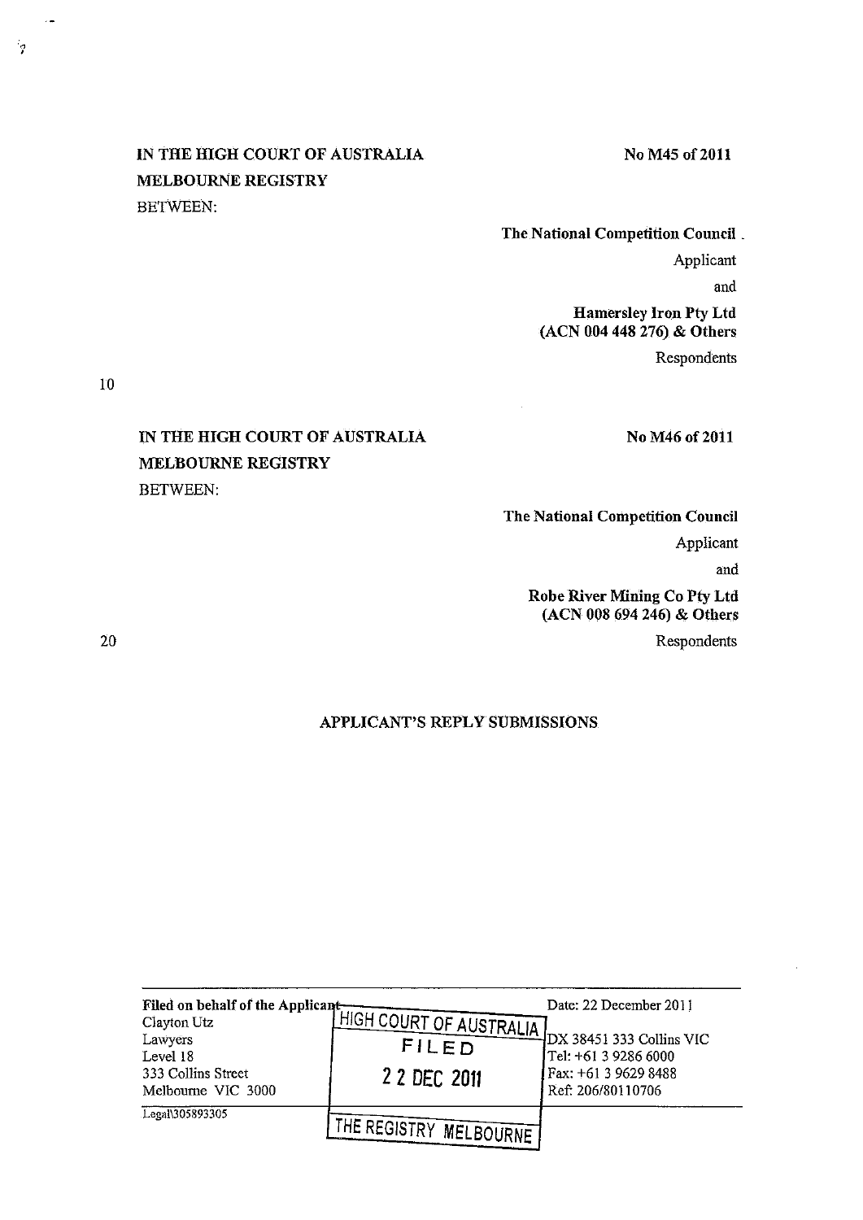IN THE HIGH COURT OF AUSTRALIA
MELBOURNE REGISTRY
BETWEEN:

No M45 of 2011

**The National Competition Council**

Applicant

and

**Hamersley Iron Pty Ltd (ACN 004 448 276) & Others**

Respondents

IN THE HIGH COURT OF AUSTRALIA
MELBOURNE REGISTRY
BETWEEN:

No M46 of 2011

**The National Competition Council**

Applicant

and

**Robe River Mining Co Pty Ltd (ACN 008 694 246) & Others**

Respondents

## APPLICANT'S REPLY SUBMISSIONS

**Filed on behalf of the Applicant**
Clayton Utz
Lawyers
Level 18
333 Collins Street
Melbourne VIC 3000

Legal\305893305

HIGH COURT OF AUSTRALIA
FILED
22 DEC 2011
THE REGISTRY MELBOURNE

Date: 22 December 2011

DX 38451 333 Collins VIC
Tel: +61 3 9286 6000
Fax: +61 3 9629 8488
Ref: 206/80110706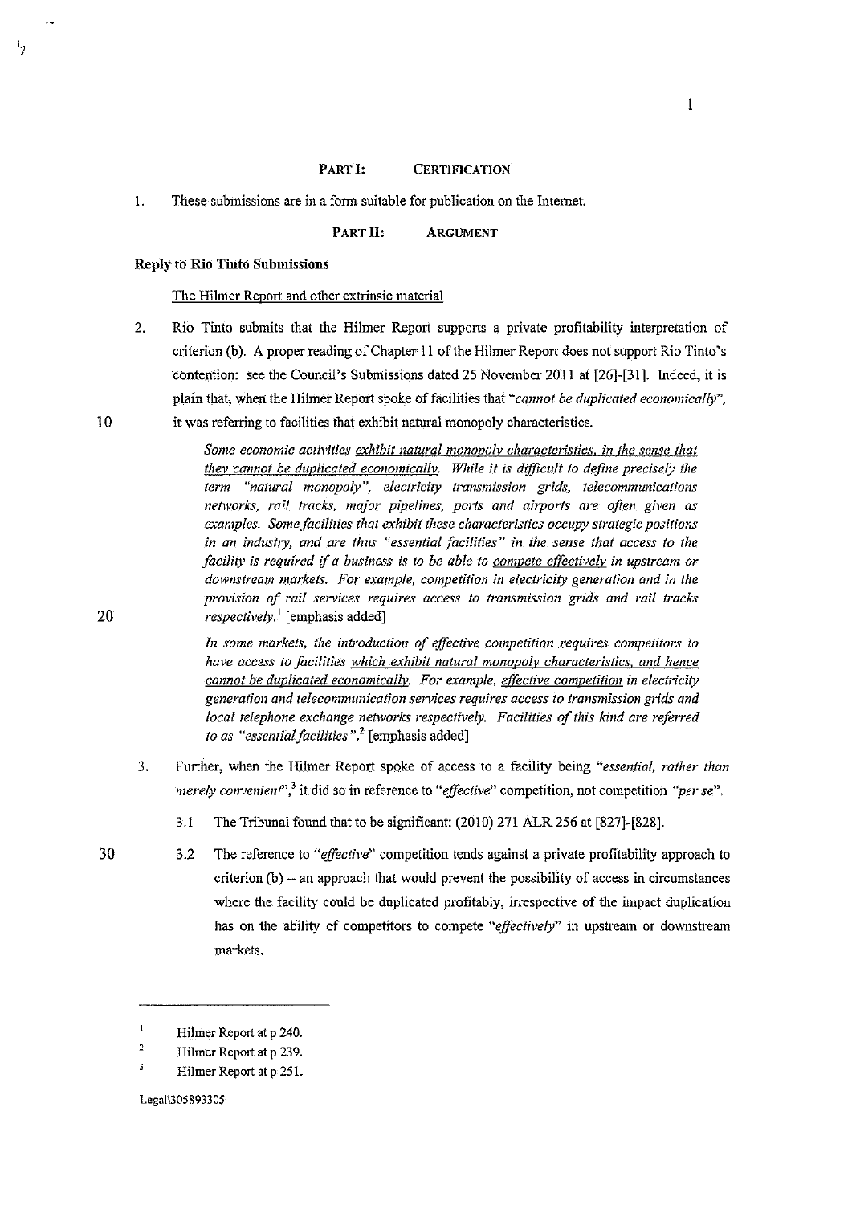## PART I: CERTIFICATION

1. These submissions are in a form suitable for publication on the Internet.

## PART II: ARGUMENT

### Reply to Rio Tinto Submissions

The Hilmer Report and other extrinsic material

2. Rio Tinto submits that the Hilmer Report supports a private profitability interpretation of criterion (b). A proper reading of Chapter 11 of the Hilmer Report does not support Rio Tinto's contention: see the Council's Submissions dated 25 November 2011 at [26]-[31]. Indeed, it is plain that, when the Hilmer Report spoke of facilities that "*cannot be duplicated economically*", it was referring to facilities that exhibit natural monopoly characteristics.

> *Some economic activities exhibit natural monopoly characteristics, in the sense that they cannot be duplicated economically. While it is difficult to define precisely the term "natural monopoly", electricity transmission grids, telecommunications networks, rail tracks, major pipelines, ports and airports are often given as examples. Some facilities that exhibit these characteristics occupy strategic positions in an industry, and are thus "essential facilities" in the sense that access to the facility is required if a business is to be able to compete effectively in upstream or downstream markets. For example, competition in electricity generation and in the provision of rail services requires access to transmission grids and rail tracks respectively.*[1] [emphasis added]

> *In some markets, the introduction of effective competition requires competitors to have access to facilities which exhibit natural monopoly characteristics, and hence cannot be duplicated economically. For example, effective competition in electricity generation and telecommunication services requires access to transmission grids and local telephone exchange networks respectively. Facilities of this kind are referred to as "essential facilities".*[2] [emphasis added]

3. Further, when the Hilmer Report spoke of access to a facility being "*essential, rather than merely convenient*",[3] it did so in reference to "*effective*" competition, not competition "*per se*".

   3.1 The Tribunal found that to be significant: (2010) 271 ALR 256 at [827]-[828].

   3.2 The reference to "*effective*" competition tends against a private profitability approach to criterion (b) – an approach that would prevent the possibility of access in circumstances where the facility could be duplicated profitably, irrespective of the impact duplication has on the ability of competitors to compete "*effectively*" in upstream or downstream markets.

---

[1] Hilmer Report at p 240.

[2] Hilmer Report at p 239.

[3] Hilmer Report at p 251.

Legal\305893305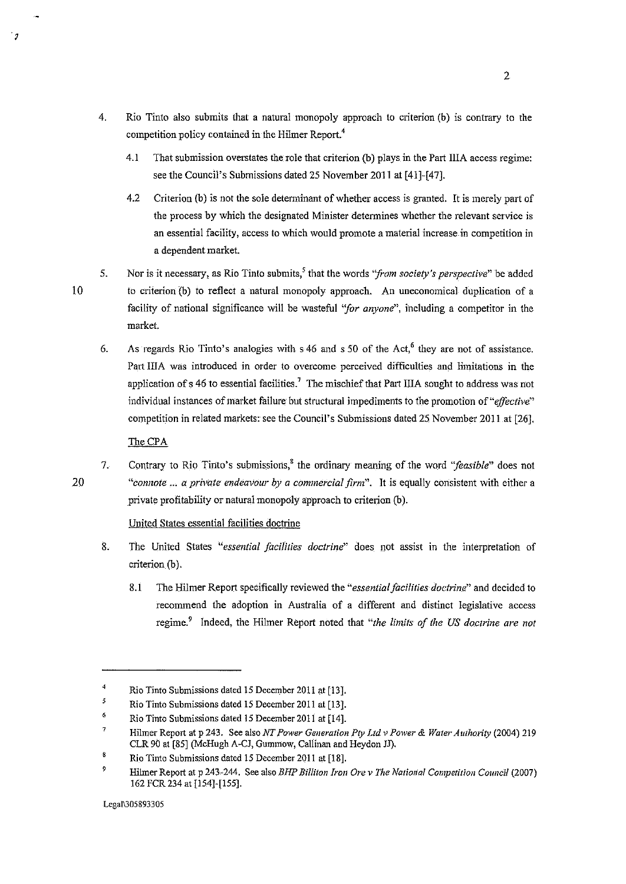4. Rio Tinto also submits that a natural monopoly approach to criterion (b) is contrary to the competition policy contained in the Hilmer Report.[4]

   4.1 That submission overstates the role that criterion (b) plays in the Part IIIA access regime: see the Council's Submissions dated 25 November 2011 at [41]-[47].

   4.2 Criterion (b) is not the sole determinant of whether access is granted. It is merely part of the process by which the designated Minister determines whether the relevant service is an essential facility, access to which would promote a material increase in competition in a dependent market.

5. Nor is it necessary, as Rio Tinto submits,[5] that the words *"from society's perspective"* be added to criterion (b) to reflect a natural monopoly approach. An uneconomical duplication of a facility of national significance will be wasteful *"for anyone"*, including a competitor in the market.

6. As regards Rio Tinto's analogies with s 46 and s 50 of the Act,[6] they are not of assistance. Part IIIA was introduced in order to overcome perceived difficulties and limitations in the application of s 46 to essential facilities.[7] The mischief that Part IIIA sought to address was not individual instances of market failure but structural impediments to the promotion of *"effective"* competition in related markets: see the Council's Submissions dated 25 November 2011 at [26].

<u>The CPA</u>

7. Contrary to Rio Tinto's submissions,[8] the ordinary meaning of the word *"feasible"* does not *"connote ... a private endeavour by a commercial firm"*. It is equally consistent with either a private profitability or natural monopoly approach to criterion (b).

<u>United States essential facilities doctrine</u>

8. The United States *"essential facilities doctrine"* does not assist in the interpretation of criterion (b).

   8.1 The Hilmer Report specifically reviewed the *"essential facilities doctrine"* and decided to recommend the adoption in Australia of a different and distinct legislative access regime.[9] Indeed, the Hilmer Report noted that *"the limits of the US doctrine are not*

---

[4] Rio Tinto Submissions dated 15 December 2011 at [13].

[5] Rio Tinto Submissions dated 15 December 2011 at [13].

[6] Rio Tinto Submissions dated 15 December 2011 at [14].

[7] Hilmer Report at p 243. See also *NT Power Generation Pty Ltd v Power & Water Authority* (2004) 219 CLR 90 at [85] (McHugh A-CJ, Gummow, Callinan and Heydon JJ).

[8] Rio Tinto Submissions dated 15 December 2011 at [18].

[9] Hilmer Report at p 243-244. See also *BHP Billiton Iron Ore v The National Competition Council* (2007) 162 FCR 234 at [154]-[155].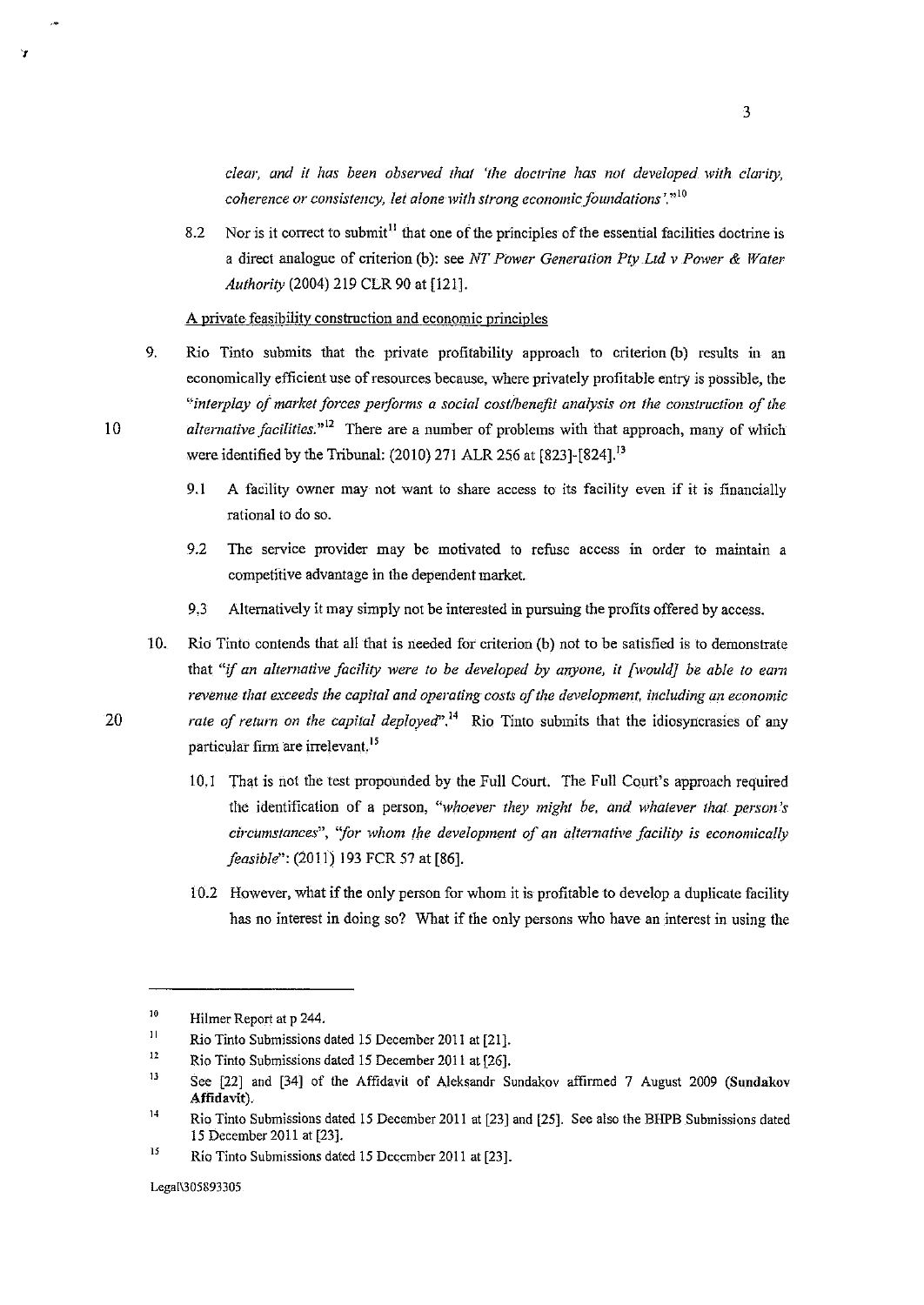*clear, and it has been observed that 'the doctrine has not developed with clarity, coherence or consistency, let alone with strong economic foundations'*."[10]

8.2 Nor is it correct to submit[11] that one of the principles of the essential facilities doctrine is a direct analogue of criterion (b): see *NT Power Generation Pty Ltd v Power & Water Authority* (2004) 219 CLR 90 at [121].

A private feasibility construction and economic principles

9. Rio Tinto submits that the private profitability approach to criterion (b) results in an economically efficient use of resources because, where privately profitable entry is possible, the "*interplay of market forces performs a social cost/benefit analysis on the construction of the alternative facilities.*"[12] There are a number of problems with that approach, many of which were identified by the Tribunal: (2010) 271 ALR 256 at [823]-[824].[13]

   9.1 A facility owner may not want to share access to its facility even if it is financially rational to do so.

   9.2 The service provider may be motivated to refuse access in order to maintain a competitive advantage in the dependent market.

   9.3 Alternatively it may simply not be interested in pursuing the profits offered by access.

10. Rio Tinto contends that all that is needed for criterion (b) not to be satisfied is to demonstrate that "*if an alternative facility were to be developed by anyone, it [would] be able to earn revenue that exceeds the capital and operating costs of the development, including an economic rate of return on the capital deployed*".[14] Rio Tinto submits that the idiosyncrasies of any particular firm are irrelevant.[15]

   10.1 That is not the test propounded by the Full Court. The Full Court's approach required the identification of a person, "*whoever they might be, and whatever that person's circumstances*", "*for whom the development of an alternative facility is economically feasible*": (2011) 193 FCR 57 at [86].

   10.2 However, what if the only person for whom it is profitable to develop a duplicate facility has no interest in doing so? What if the only persons who have an interest in using the

---

[10] Hilmer Report at p 244.

[11] Rio Tinto Submissions dated 15 December 2011 at [21].

[12] Rio Tinto Submissions dated 15 December 2011 at [26].

[13] See [22] and [34] of the Affidavit of Aleksandr Sundakov affirmed 7 August 2009 (**Sundakov Affidavit**).

[14] Rio Tinto Submissions dated 15 December 2011 at [23] and [25]. See also the BHPB Submissions dated 15 December 2011 at [23].

[15] Rio Tinto Submissions dated 15 December 2011 at [23].

Legal\305893305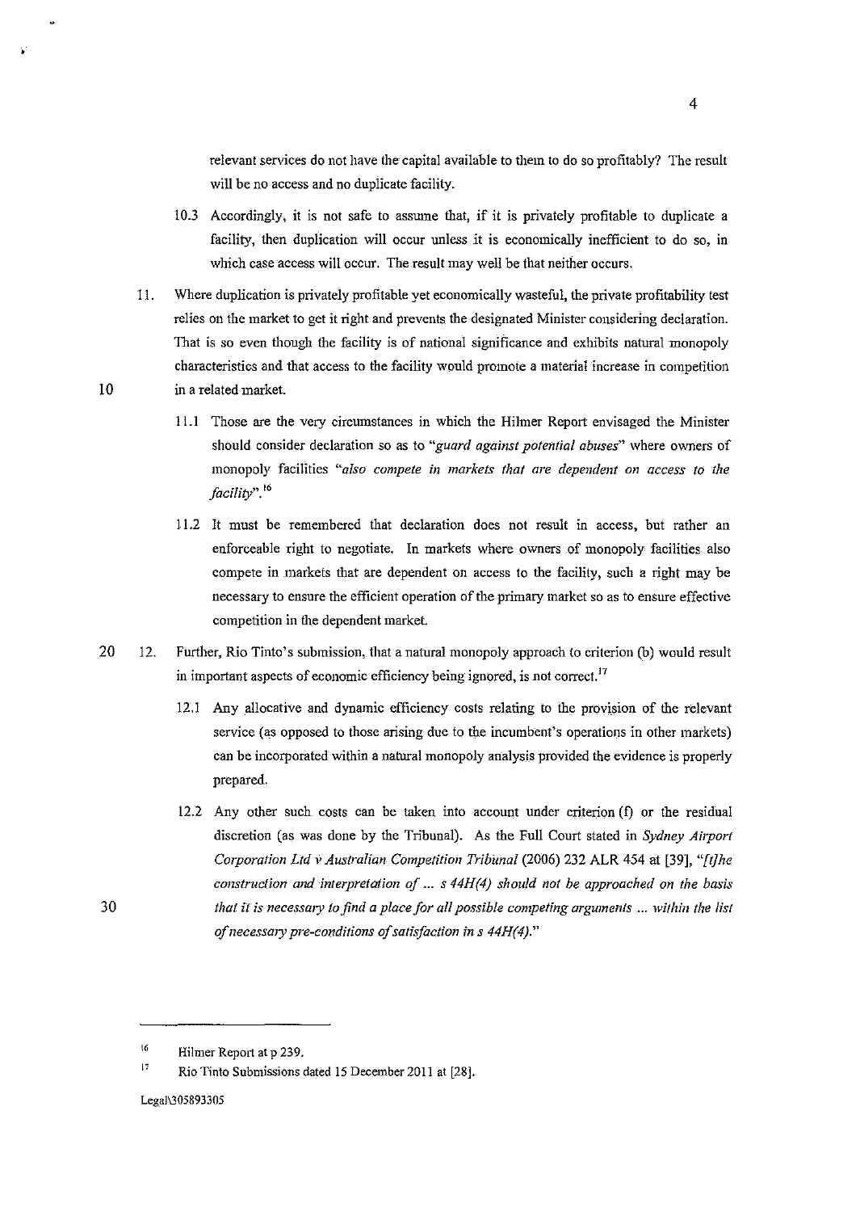relevant services do not have the capital available to them to do so profitably? The result will be no access and no duplicate facility.

10.3 Accordingly, it is not safe to assume that, if it is privately profitable to duplicate a facility, then duplication will occur unless it is economically inefficient to do so, in which case access will occur. The result may well be that neither occurs.

11. Where duplication is privately profitable yet economically wasteful, the private profitability test relies on the market to get it right and prevents the designated Minister considering declaration. That is so even though the facility is of national significance and exhibits natural monopoly characteristics and that access to the facility would promote a material increase in competition in a related market.

11.1 Those are the very circumstances in which the Hilmer Report envisaged the Minister should consider declaration so as to *"guard against potential abuses"* where owners of monopoly facilities *"also compete in markets that are dependent on access to the facility"*.[16]

11.2 It must be remembered that declaration does not result in access, but rather an enforceable right to negotiate. In markets where owners of monopoly facilities also compete in markets that are dependent on access to the facility, such a right may be necessary to ensure the efficient operation of the primary market so as to ensure effective competition in the dependent market.

12. Further, Rio Tinto's submission, that a natural monopoly approach to criterion (b) would result in important aspects of economic efficiency being ignored, is not correct.[17]

12.1 Any allocative and dynamic efficiency costs relating to the provision of the relevant service (as opposed to those arising due to the incumbent's operations in other markets) can be incorporated within a natural monopoly analysis provided the evidence is properly prepared.

12.2 Any other such costs can be taken into account under criterion (f) or the residual discretion (as was done by the Tribunal). As the Full Court stated in *Sydney Airport Corporation Ltd v Australian Competition Tribunal* (2006) 232 ALR 454 at [39], *"[t]he construction and interpretation of ... s 44H(4) should not be approached on the basis that it is necessary to find a place for all possible competing arguments ... within the list of necessary pre-conditions of satisfaction in s 44H(4)."*

---

[16] Hilmer Report at p 239.

[17] Rio Tinto Submissions dated 15 December 2011 at [28].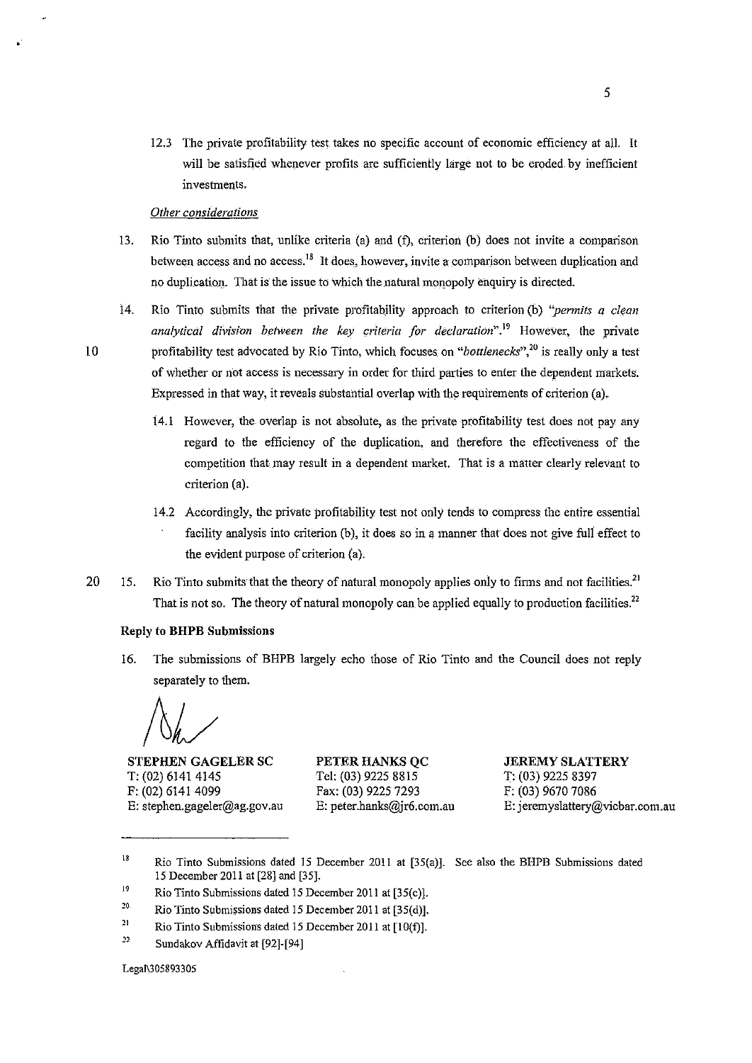12.3 The private profitability test takes no specific account of economic efficiency at all. It will be satisfied whenever profits are sufficiently large not to be eroded by inefficient investments.

*Other considerations*

13. Rio Tinto submits that, unlike criteria (a) and (f), criterion (b) does not invite a comparison between access and no access.[18] It does, however, invite a comparison between duplication and no duplication. That is the issue to which the natural monopoly enquiry is directed.

14. Rio Tinto submits that the private profitability approach to criterion (b) *"permits a clean analytical division between the key criteria for declaration"*.[19] However, the private profitability test advocated by Rio Tinto, which focuses on *"bottlenecks"*,[20] is really only a test of whether or not access is necessary in order for third parties to enter the dependent markets. Expressed in that way, it reveals substantial overlap with the requirements of criterion (a).

14.1 However, the overlap is not absolute, as the private profitability test does not pay any regard to the efficiency of the duplication, and therefore the effectiveness of the competition that may result in a dependent market. That is a matter clearly relevant to criterion (a).

14.2 Accordingly, the private profitability test not only tends to compress the entire essential facility analysis into criterion (b), it does so in a manner that does not give full effect to the evident purpose of criterion (a).

15. Rio Tinto submits that the theory of natural monopoly applies only to firms and not facilities.[21] That is not so. The theory of natural monopoly can be applied equally to production facilities.[22]

## Reply to BHPB Submissions

16. The submissions of BHPB largely echo those of Rio Tinto and the Council does not reply separately to them.

| | | |
|---|---|---|
| **STEPHEN GAGELER SC** | **PETER HANKS QC** | **JEREMY SLATTERY** |
| T: (02) 6141 4145 | Tel: (03) 9225 8815 | T: (03) 9225 8397 |
| F: (02) 6141 4099 | Fax: (03) 9225 7293 | F: (03) 9670 7086 |
| E: stephen.gageler@ag.gov.au | E: peter.hanks@jr6.com.au | E: jeremyslattery@vicbar.com.au |

---

[18] Rio Tinto Submissions dated 15 December 2011 at [35(a)]. See also the BHPB Submissions dated 15 December 2011 at [28] and [35].

[19] Rio Tinto Submissions dated 15 December 2011 at [35(c)].

[20] Rio Tinto Submissions dated 15 December 2011 at [35(d)].

[21] Rio Tinto Submissions dated 15 December 2011 at [10(f)].

[22] Sundakov Affidavit at [92]-[94]

Legal\305893305